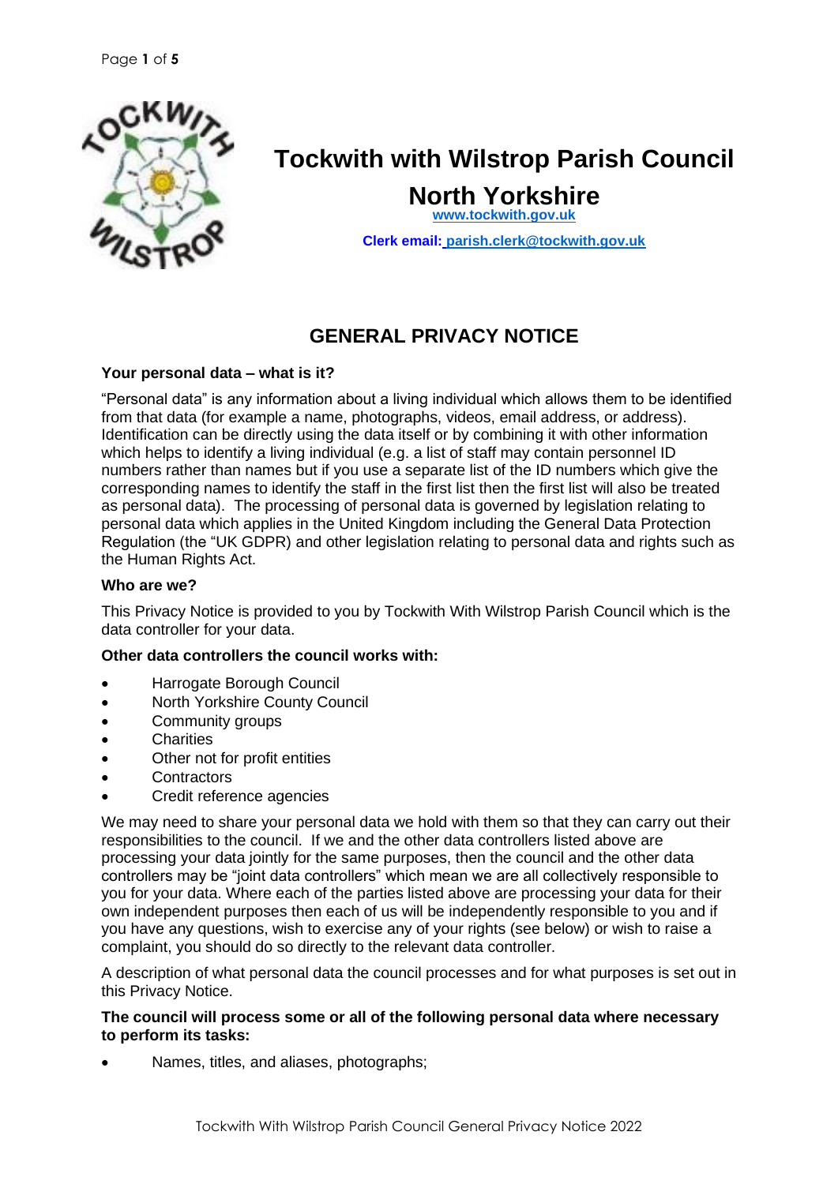# Tockwith with Wilstrop Parish Council

## North Yorkshire

www.tockwith.gov.uk

**Clerk email:** parish.clerk@tockwith.gov.uk

## GENERAL PRIVACY NOTICE

**Your personal data – what is it?**

"Personal data" is any information about a living individual which allows them to be identified from that data (for example a name, photographs, videos, email address, or address). Identification can be directly using the data itself or by combining it with other information which helps to identify a living individual (e.g. a list of staff may contain personnel ID numbers rather than names but if you use a separate list of the ID numbers which give the corresponding names to identify the staff in the first list then the first list will also be treated as personal data). The processing of personal data is governed by legislation relating to personal data which applies in the United Kingdom including the General Data Protection Regulation (the "UK GDPR) and other legislation relating to personal data and rights such as the Human Rights Act.

**Who are we?**

This Privacy Notice is provided to you by Tockwith With Wilstrop Parish Council which is the data controller for your data.

**Other data controllers the council works with:**

- Harrogate Borough Council
- North Yorkshire County Council
- Community groups
- Charities
- Other not for profit entities
- Contractors
- Credit reference agencies

We may need to share your personal data we hold with them so that they can carry out their responsibilities to the council. If we and the other data controllers listed above are processing your data jointly for the same purposes, then the council and the other data controllers may be "joint data controllers" which mean we are all collectively responsible to you for your data. Where each of the parties listed above are processing your data for their own independent purposes then each of us will be independently responsible to you and if you have any questions, wish to exercise any of your rights (see below) or wish to raise a complaint, you should do so directly to the relevant data controller.

A description of what personal data the council processes and for what purposes is set out in this Privacy Notice.

**The council will process some or all of the following personal data where necessary to perform its tasks:**

- Names, titles, and aliases, photographs;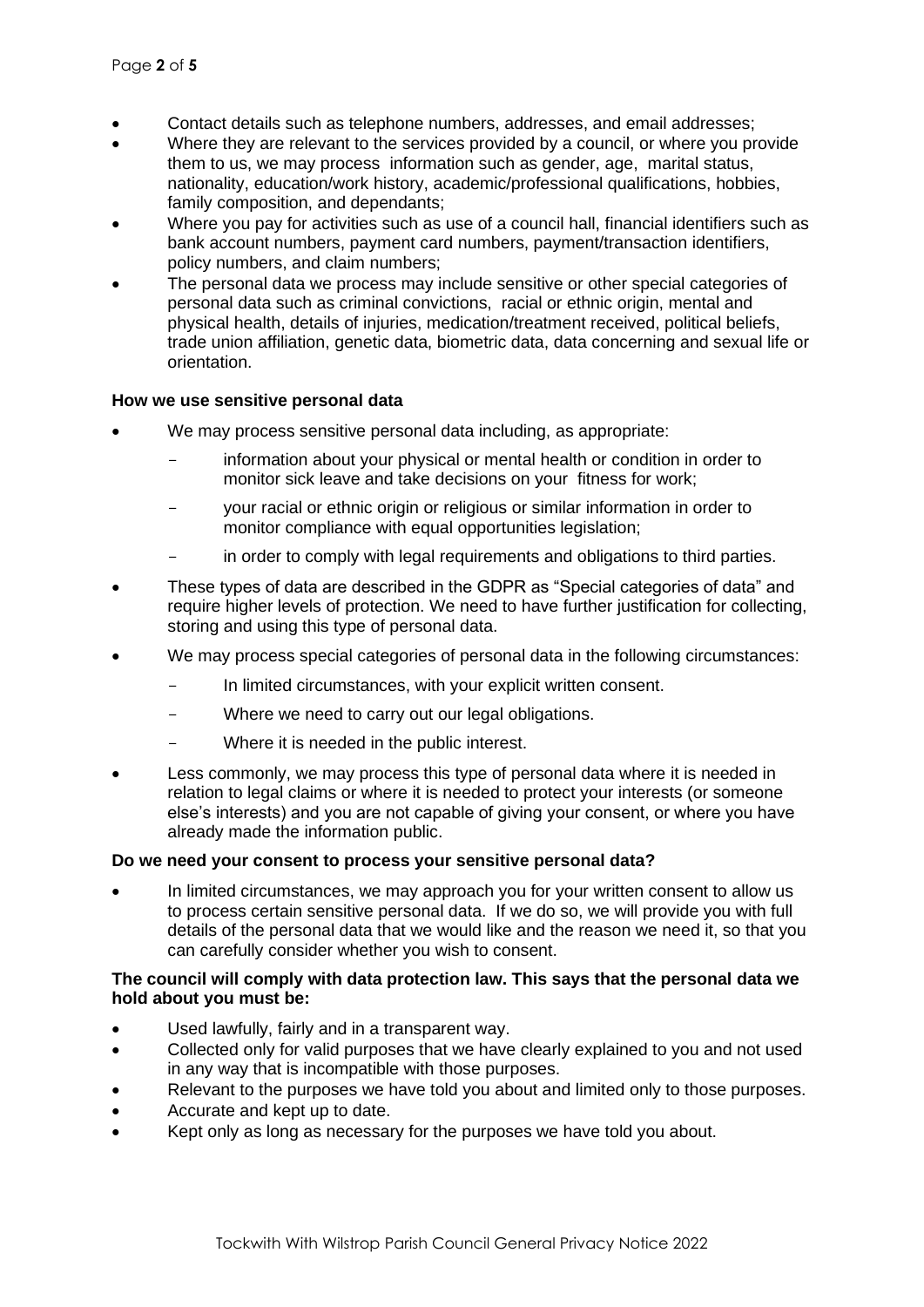- Contact details such as telephone numbers, addresses, and email addresses;
- Where they are relevant to the services provided by a council, or where you provide them to us, we may process information such as gender, age, marital status, nationality, education/work history, academic/professional qualifications, hobbies, family composition, and dependants;
- Where you pay for activities such as use of a council hall, financial identifiers such as bank account numbers, payment card numbers, payment/transaction identifiers, policy numbers, and claim numbers;
- The personal data we process may include sensitive or other special categories of personal data such as criminal convictions, racial or ethnic origin, mental and physical health, details of injuries, medication/treatment received, political beliefs, trade union affiliation, genetic data, biometric data, data concerning and sexual life or orientation.

**How we use sensitive personal data**

- We may process sensitive personal data including, as appropriate:
  - information about your physical or mental health or condition in order to monitor sick leave and take decisions on your fitness for work;
  - your racial or ethnic origin or religious or similar information in order to monitor compliance with equal opportunities legislation;
  - in order to comply with legal requirements and obligations to third parties.
- These types of data are described in the GDPR as "Special categories of data" and require higher levels of protection. We need to have further justification for collecting, storing and using this type of personal data.
- We may process special categories of personal data in the following circumstances:
  - In limited circumstances, with your explicit written consent.
  - Where we need to carry out our legal obligations.
  - Where it is needed in the public interest.
- Less commonly, we may process this type of personal data where it is needed in relation to legal claims or where it is needed to protect your interests (or someone else's interests) and you are not capable of giving your consent, or where you have already made the information public.

**Do we need your consent to process your sensitive personal data?**

- In limited circumstances, we may approach you for your written consent to allow us to process certain sensitive personal data. If we do so, we will provide you with full details of the personal data that we would like and the reason we need it, so that you can carefully consider whether you wish to consent.

**The council will comply with data protection law. This says that the personal data we hold about you must be:**

- Used lawfully, fairly and in a transparent way.
- Collected only for valid purposes that we have clearly explained to you and not used in any way that is incompatible with those purposes.
- Relevant to the purposes we have told you about and limited only to those purposes.
- Accurate and kept up to date.
- Kept only as long as necessary for the purposes we have told you about.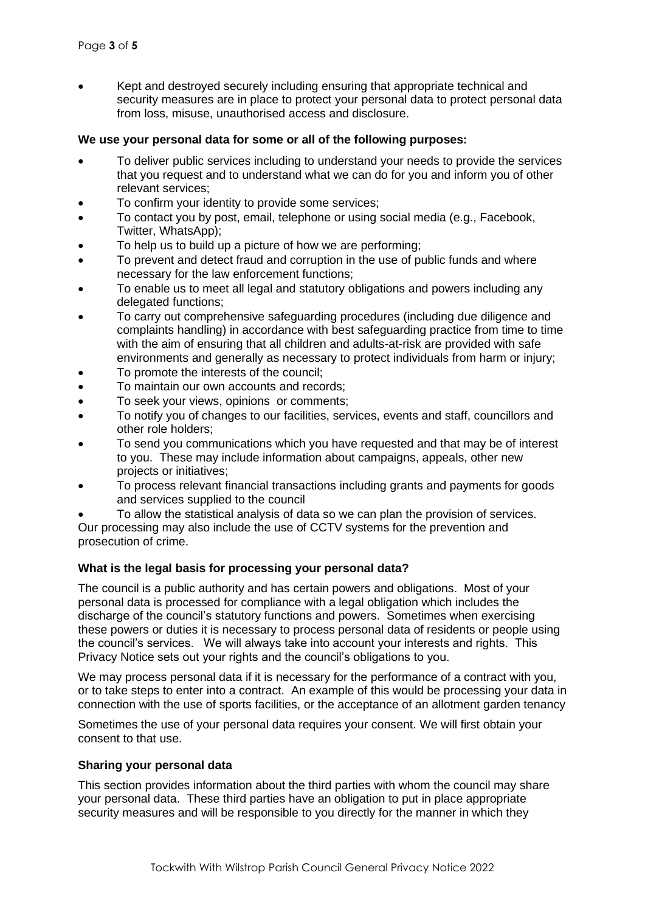- Kept and destroyed securely including ensuring that appropriate technical and security measures are in place to protect your personal data to protect personal data from loss, misuse, unauthorised access and disclosure.

**We use your personal data for some or all of the following purposes:**

- To deliver public services including to understand your needs to provide the services that you request and to understand what we can do for you and inform you of other relevant services;
- To confirm your identity to provide some services;
- To contact you by post, email, telephone or using social media (e.g., Facebook, Twitter, WhatsApp);
- To help us to build up a picture of how we are performing;
- To prevent and detect fraud and corruption in the use of public funds and where necessary for the law enforcement functions;
- To enable us to meet all legal and statutory obligations and powers including any delegated functions;
- To carry out comprehensive safeguarding procedures (including due diligence and complaints handling) in accordance with best safeguarding practice from time to time with the aim of ensuring that all children and adults-at-risk are provided with safe environments and generally as necessary to protect individuals from harm or injury;
- To promote the interests of the council;
- To maintain our own accounts and records;
- To seek your views, opinions or comments;
- To notify you of changes to our facilities, services, events and staff, councillors and other role holders;
- To send you communications which you have requested and that may be of interest to you. These may include information about campaigns, appeals, other new projects or initiatives;
- To process relevant financial transactions including grants and payments for goods and services supplied to the council
- To allow the statistical analysis of data so we can plan the provision of services.

Our processing may also include the use of CCTV systems for the prevention and prosecution of crime.

**What is the legal basis for processing your personal data?**

The council is a public authority and has certain powers and obligations. Most of your personal data is processed for compliance with a legal obligation which includes the discharge of the council's statutory functions and powers. Sometimes when exercising these powers or duties it is necessary to process personal data of residents or people using the council's services. We will always take into account your interests and rights. This Privacy Notice sets out your rights and the council's obligations to you.

We may process personal data if it is necessary for the performance of a contract with you, or to take steps to enter into a contract. An example of this would be processing your data in connection with the use of sports facilities, or the acceptance of an allotment garden tenancy

Sometimes the use of your personal data requires your consent. We will first obtain your consent to that use.

**Sharing your personal data**

This section provides information about the third parties with whom the council may share your personal data. These third parties have an obligation to put in place appropriate security measures and will be responsible to you directly for the manner in which they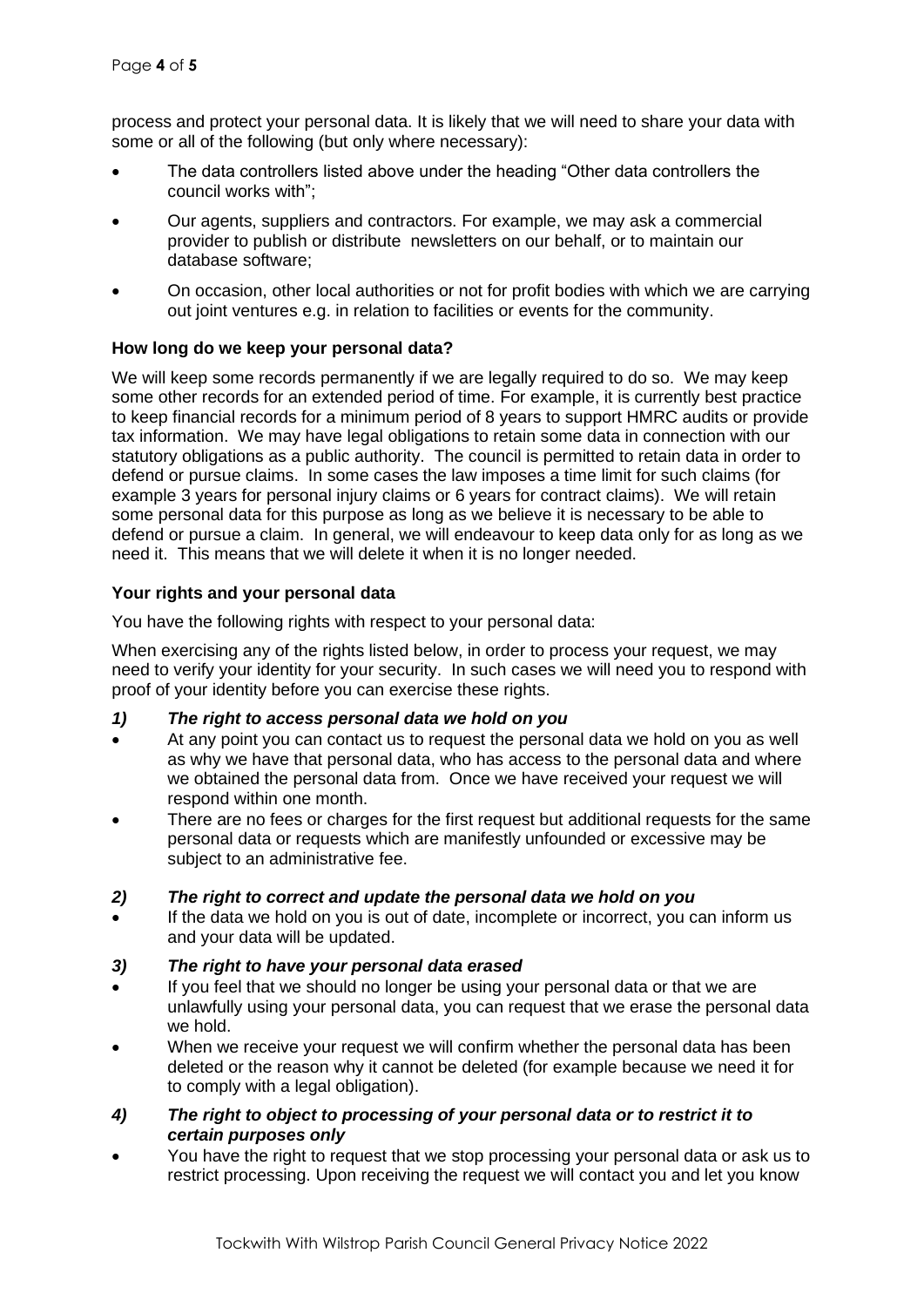process and protect your personal data. It is likely that we will need to share your data with some or all of the following (but only where necessary):

- The data controllers listed above under the heading "Other data controllers the council works with";
- Our agents, suppliers and contractors. For example, we may ask a commercial provider to publish or distribute newsletters on our behalf, or to maintain our database software;
- On occasion, other local authorities or not for profit bodies with which we are carrying out joint ventures e.g. in relation to facilities or events for the community.

**How long do we keep your personal data?**

We will keep some records permanently if we are legally required to do so. We may keep some other records for an extended period of time. For example, it is currently best practice to keep financial records for a minimum period of 8 years to support HMRC audits or provide tax information. We may have legal obligations to retain some data in connection with our statutory obligations as a public authority. The council is permitted to retain data in order to defend or pursue claims. In some cases the law imposes a time limit for such claims (for example 3 years for personal injury claims or 6 years for contract claims). We will retain some personal data for this purpose as long as we believe it is necessary to be able to defend or pursue a claim. In general, we will endeavour to keep data only for as long as we need it. This means that we will delete it when it is no longer needed.

**Your rights and your personal data**

You have the following rights with respect to your personal data:

When exercising any of the rights listed below, in order to process your request, we may need to verify your identity for your security. In such cases we will need you to respond with proof of your identity before you can exercise these rights.

***1) The right to access personal data we hold on you***

- At any point you can contact us to request the personal data we hold on you as well as why we have that personal data, who has access to the personal data and where we obtained the personal data from. Once we have received your request we will respond within one month.
- There are no fees or charges for the first request but additional requests for the same personal data or requests which are manifestly unfounded or excessive may be subject to an administrative fee.

***2) The right to correct and update the personal data we hold on you***

- If the data we hold on you is out of date, incomplete or incorrect, you can inform us and your data will be updated.

***3) The right to have your personal data erased***

- If you feel that we should no longer be using your personal data or that we are unlawfully using your personal data, you can request that we erase the personal data we hold.
- When we receive your request we will confirm whether the personal data has been deleted or the reason why it cannot be deleted (for example because we need it for to comply with a legal obligation).

***4) The right to object to processing of your personal data or to restrict it to certain purposes only***

- You have the right to request that we stop processing your personal data or ask us to restrict processing. Upon receiving the request we will contact you and let you know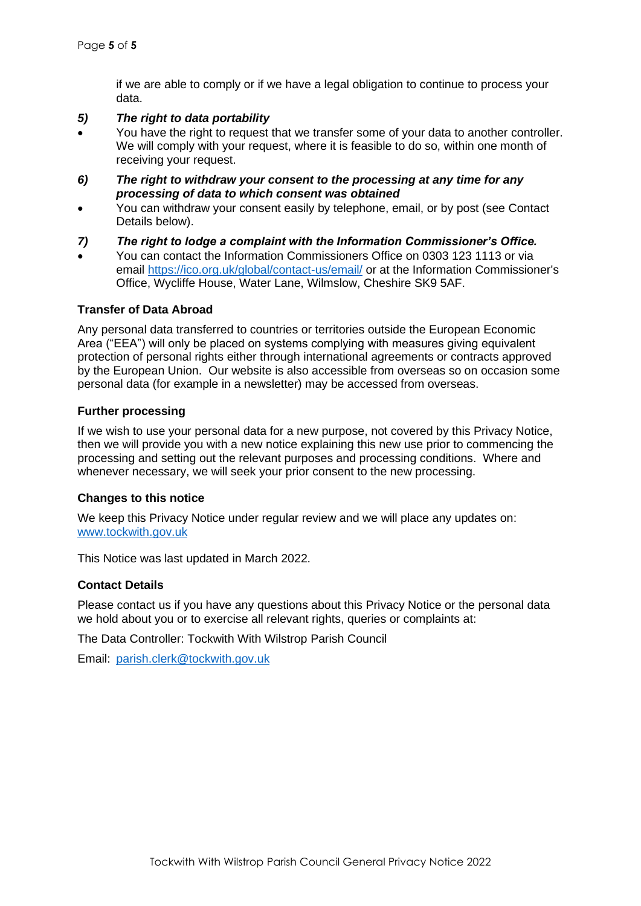if we are able to comply or if we have a legal obligation to continue to process your data.

***5) The right to data portability***

- You have the right to request that we transfer some of your data to another controller. We will comply with your request, where it is feasible to do so, within one month of receiving your request.

***6) The right to withdraw your consent to the processing at any time for any processing of data to which consent was obtained***

- You can withdraw your consent easily by telephone, email, or by post (see Contact Details below).

***7) The right to lodge a complaint with the Information Commissioner's Office.***

- You can contact the Information Commissioners Office on 0303 123 1113 or via email https://ico.org.uk/global/contact-us/email/ or at the Information Commissioner's Office, Wycliffe House, Water Lane, Wilmslow, Cheshire SK9 5AF.

**Transfer of Data Abroad**

Any personal data transferred to countries or territories outside the European Economic Area ("EEA") will only be placed on systems complying with measures giving equivalent protection of personal rights either through international agreements or contracts approved by the European Union. Our website is also accessible from overseas so on occasion some personal data (for example in a newsletter) may be accessed from overseas.

**Further processing**

If we wish to use your personal data for a new purpose, not covered by this Privacy Notice, then we will provide you with a new notice explaining this new use prior to commencing the processing and setting out the relevant purposes and processing conditions. Where and whenever necessary, we will seek your prior consent to the new processing.

**Changes to this notice**

We keep this Privacy Notice under regular review and we will place any updates on: www.tockwith.gov.uk

This Notice was last updated in March 2022.

**Contact Details**

Please contact us if you have any questions about this Privacy Notice or the personal data we hold about you or to exercise all relevant rights, queries or complaints at:

The Data Controller: Tockwith With Wilstrop Parish Council

Email: parish.clerk@tockwith.gov.uk